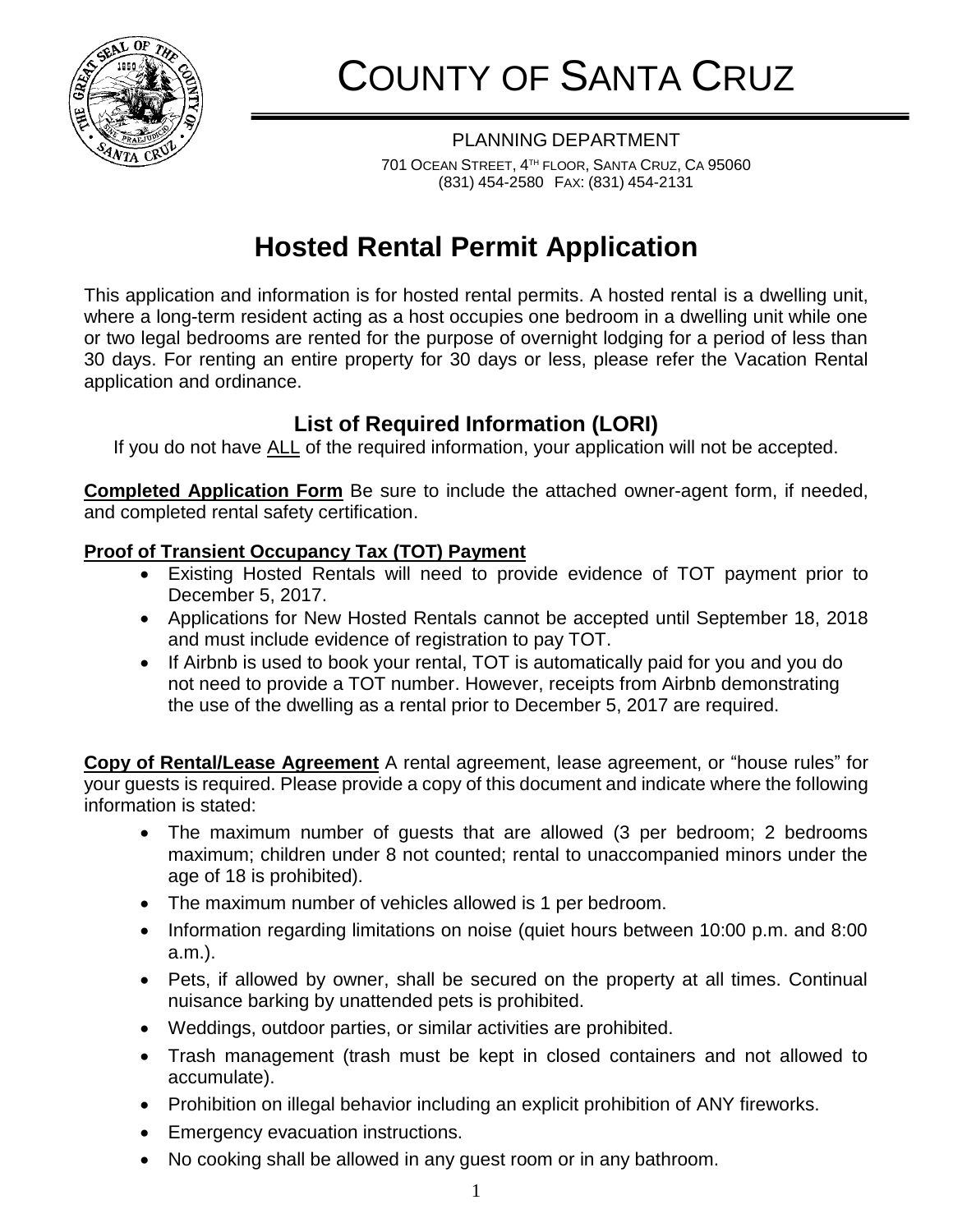# COUNTY OF SANTA CRUZ

PLANNING DEPARTMENT

701 OCEAN STREET, 4TH FLOOR, SANTA CRUZ, CA 95060
(831) 454-2580 FAX: (831) 454-2131

# Hosted Rental Permit Application

This application and information is for hosted rental permits. A hosted rental is a dwelling unit, where a long-term resident acting as a host occupies one bedroom in a dwelling unit while one or two legal bedrooms are rented for the purpose of overnight lodging for a period of less than 30 days. For renting an entire property for 30 days or less, please refer the Vacation Rental application and ordinance.

## List of Required Information (LORI)

If you do not have ALL of the required information, your application will not be accepted.

**Completed Application Form** Be sure to include the attached owner-agent form, if needed, and completed rental safety certification.

**Proof of Transient Occupancy Tax (TOT) Payment**

- Existing Hosted Rentals will need to provide evidence of TOT payment prior to December 5, 2017.
- Applications for New Hosted Rentals cannot be accepted until September 18, 2018 and must include evidence of registration to pay TOT.
- If Airbnb is used to book your rental, TOT is automatically paid for you and you do not need to provide a TOT number. However, receipts from Airbnb demonstrating the use of the dwelling as a rental prior to December 5, 2017 are required.

**Copy of Rental/Lease Agreement** A rental agreement, lease agreement, or "house rules" for your guests is required. Please provide a copy of this document and indicate where the following information is stated:

- The maximum number of guests that are allowed (3 per bedroom; 2 bedrooms maximum; children under 8 not counted; rental to unaccompanied minors under the age of 18 is prohibited).
- The maximum number of vehicles allowed is 1 per bedroom.
- Information regarding limitations on noise (quiet hours between 10:00 p.m. and 8:00 a.m.).
- Pets, if allowed by owner, shall be secured on the property at all times. Continual nuisance barking by unattended pets is prohibited.
- Weddings, outdoor parties, or similar activities are prohibited.
- Trash management (trash must be kept in closed containers and not allowed to accumulate).
- Prohibition on illegal behavior including an explicit prohibition of ANY fireworks.
- Emergency evacuation instructions.
- No cooking shall be allowed in any guest room or in any bathroom.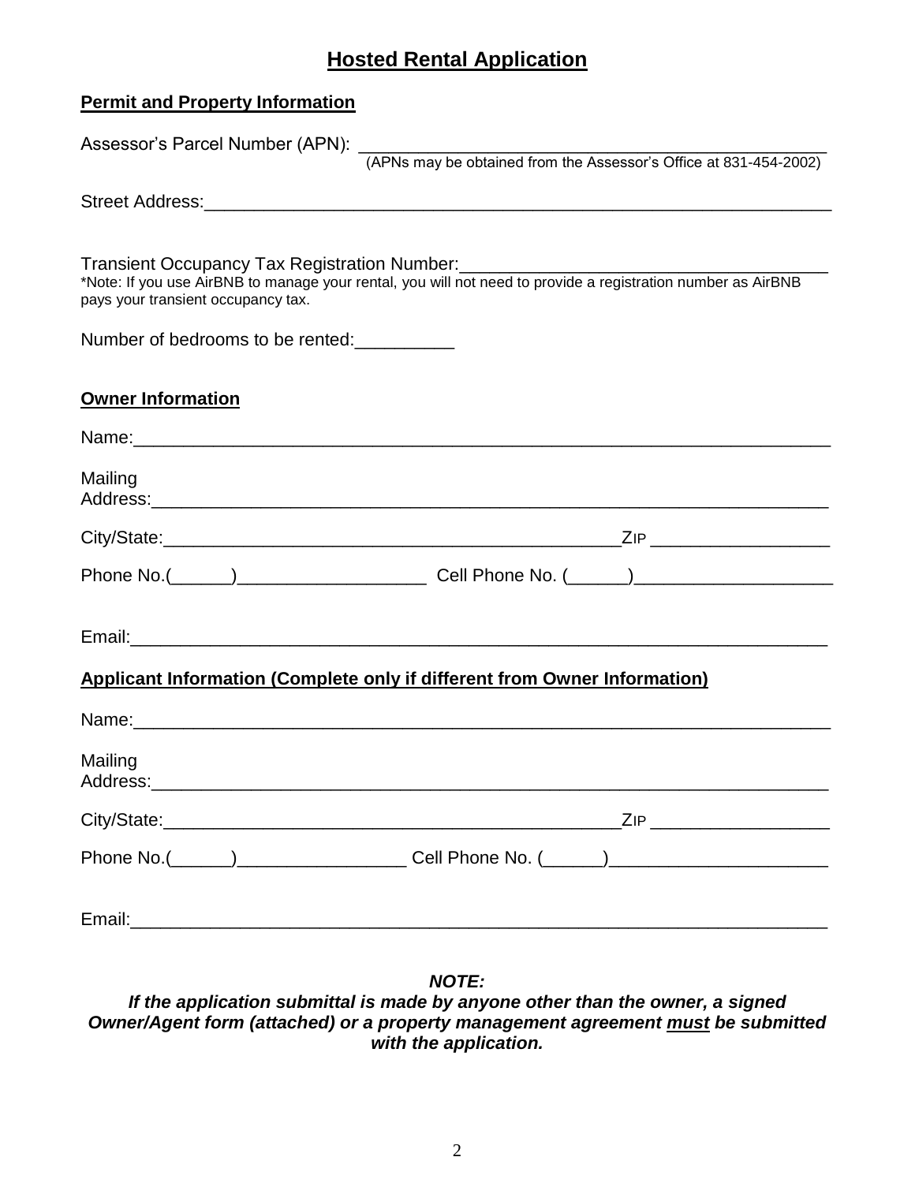# Hosted Rental Application

## Permit and Property Information

Assessor's Parcel Number (APN): ____________________________________________
(APNs may be obtained from the Assessor's Office at 831-454-2002)

Street Address:___________________________________________________________

Transient Occupancy Tax Registration Number:_____________________________
*Note: If you use AirBNB to manage your rental, you will not need to provide a registration number as AirBNB pays your transient occupancy tax.

Number of bedrooms to be rented:__________

## Owner Information

Name:_____________________________________________________________________

Mailing Address:___________________________________________________________

City/State:_____________________________________________ZIP _________________

Phone No.(______)___________________ Cell Phone No. (______)___________________

Email:_____________________________________________________________________

## Applicant Information (Complete only if different from Owner Information)

Name:_____________________________________________________________________

Mailing Address:___________________________________________________________

City/State:_____________________________________________ZIP _________________

Phone No.(______)_________________ Cell Phone No. (______)_____________________

Email:_____________________________________________________________________

***NOTE:***
***If the application submittal is made by anyone other than the owner, a signed Owner/Agent form (attached) or a property management agreement must be submitted with the application.***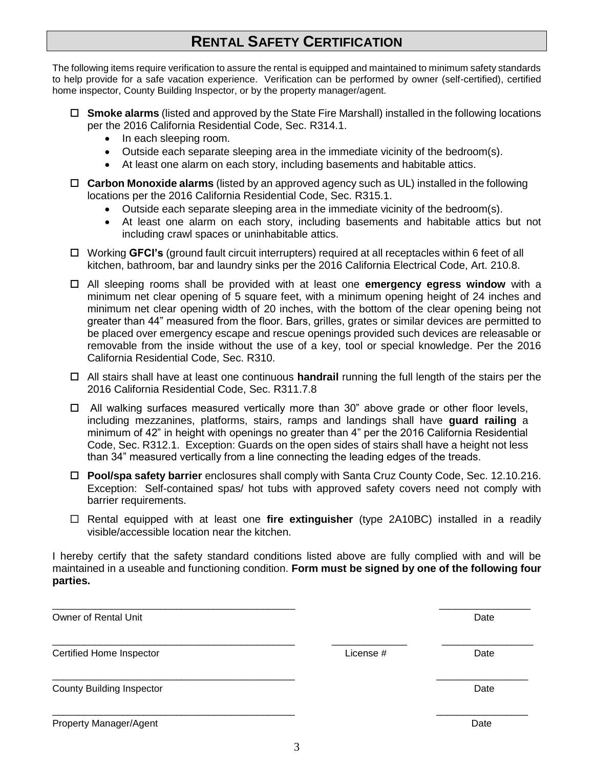# RENTAL SAFETY CERTIFICATION

The following items require verification to assure the rental is equipped and maintained to minimum safety standards to help provide for a safe vacation experience. Verification can be performed by owner (self-certified), certified home inspector, County Building Inspector, or by the property manager/agent.

- ☐ **Smoke alarms** (listed and approved by the State Fire Marshall) installed in the following locations per the 2016 California Residential Code, Sec. R314.1.
  - In each sleeping room.
  - Outside each separate sleeping area in the immediate vicinity of the bedroom(s).
  - At least one alarm on each story, including basements and habitable attics.
- ☐ **Carbon Monoxide alarms** (listed by an approved agency such as UL) installed in the following locations per the 2016 California Residential Code, Sec. R315.1.
  - Outside each separate sleeping area in the immediate vicinity of the bedroom(s).
  - At least one alarm on each story, including basements and habitable attics but not including crawl spaces or uninhabitable attics.
- ☐ Working **GFCI's** (ground fault circuit interrupters) required at all receptacles within 6 feet of all kitchen, bathroom, bar and laundry sinks per the 2016 California Electrical Code, Art. 210.8.
- ☐ All sleeping rooms shall be provided with at least one **emergency egress window** with a minimum net clear opening of 5 square feet, with a minimum opening height of 24 inches and minimum net clear opening width of 20 inches, with the bottom of the clear opening being not greater than 44" measured from the floor. Bars, grilles, grates or similar devices are permitted to be placed over emergency escape and rescue openings provided such devices are releasable or removable from the inside without the use of a key, tool or special knowledge. Per the 2016 California Residential Code, Sec. R310.
- ☐ All stairs shall have at least one continuous **handrail** running the full length of the stairs per the 2016 California Residential Code, Sec. R311.7.8
- ☐ All walking surfaces measured vertically more than 30" above grade or other floor levels, including mezzanines, platforms, stairs, ramps and landings shall have **guard railing** a minimum of 42" in height with openings no greater than 4" per the 2016 California Residential Code, Sec. R312.1. Exception: Guards on the open sides of stairs shall have a height not less than 34" measured vertically from a line connecting the leading edges of the treads.
- ☐ **Pool/spa safety barrier** enclosures shall comply with Santa Cruz County Code, Sec. 12.10.216. Exception: Self-contained spas/ hot tubs with approved safety covers need not comply with barrier requirements.
- ☐ Rental equipped with at least one **fire extinguisher** (type 2A10BC) installed in a readily visible/accessible location near the kitchen.

I hereby certify that the safety standard conditions listed above are fully complied with and will be maintained in a useable and functioning condition. **Form must be signed by one of the following four parties.**

_____________________________________________ ________________
Owner of Rental Unit Date

_____________________________________________ ______________ ________________
Certified Home Inspector License # Date

_____________________________________________ ________________
County Building Inspector Date

_____________________________________________ ________________
Property Manager/Agent Date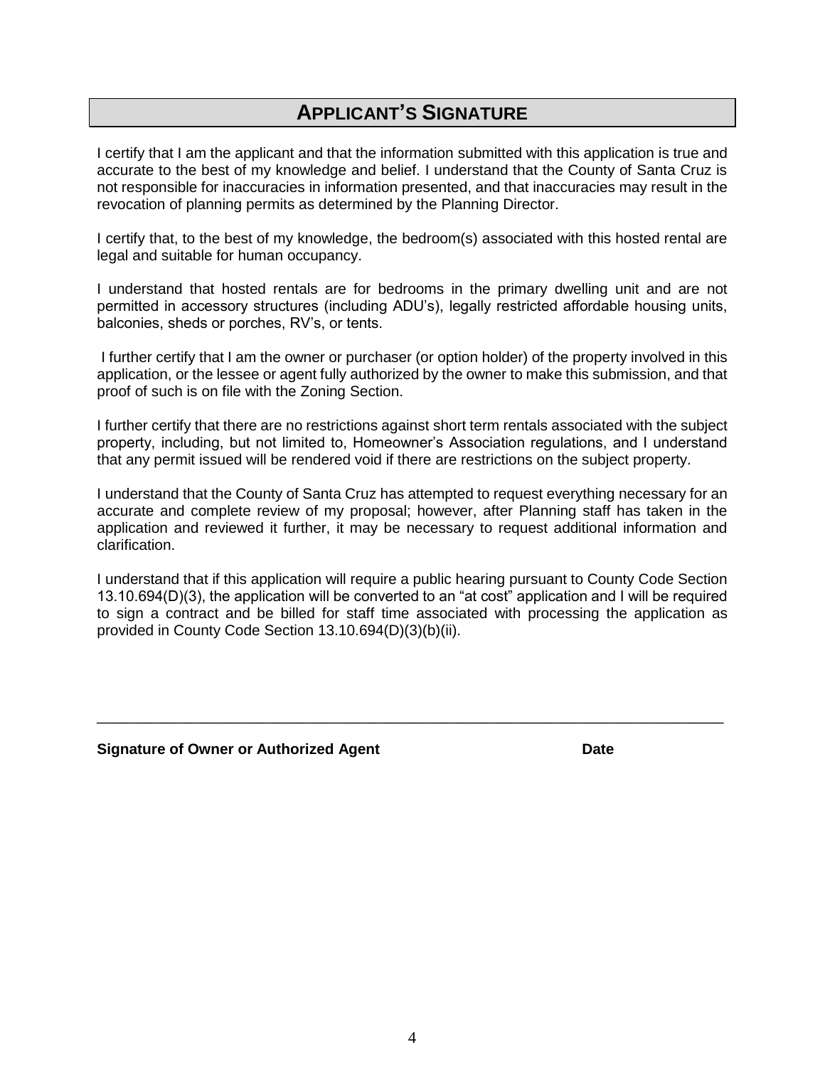## APPLICANT'S SIGNATURE

I certify that I am the applicant and that the information submitted with this application is true and accurate to the best of my knowledge and belief. I understand that the County of Santa Cruz is not responsible for inaccuracies in information presented, and that inaccuracies may result in the revocation of planning permits as determined by the Planning Director.

I certify that, to the best of my knowledge, the bedroom(s) associated with this hosted rental are legal and suitable for human occupancy.

I understand that hosted rentals are for bedrooms in the primary dwelling unit and are not permitted in accessory structures (including ADU's), legally restricted affordable housing units, balconies, sheds or porches, RV's, or tents.

I further certify that I am the owner or purchaser (or option holder) of the property involved in this application, or the lessee or agent fully authorized by the owner to make this submission, and that proof of such is on file with the Zoning Section.

I further certify that there are no restrictions against short term rentals associated with the subject property, including, but not limited to, Homeowner's Association regulations, and I understand that any permit issued will be rendered void if there are restrictions on the subject property.

I understand that the County of Santa Cruz has attempted to request everything necessary for an accurate and complete review of my proposal; however, after Planning staff has taken in the application and reviewed it further, it may be necessary to request additional information and clarification.

I understand that if this application will require a public hearing pursuant to County Code Section 13.10.694(D)(3), the application will be converted to an "at cost" application and I will be required to sign a contract and be billed for staff time associated with processing the application as provided in County Code Section 13.10.694(D)(3)(b)(ii).

\_\_\_\_\_\_\_\_\_\_\_\_\_\_\_\_\_\_\_\_\_\_\_\_\_\_\_\_\_\_\_\_\_\_\_\_\_\_\_\_\_\_\_\_\_\_\_\_\_\_\_\_\_\_\_\_\_\_\_\_\_\_\_\_\_\_\_\_\_\_\_\_\_\_\_\_

**Signature of Owner or Authorized Agent** **Date**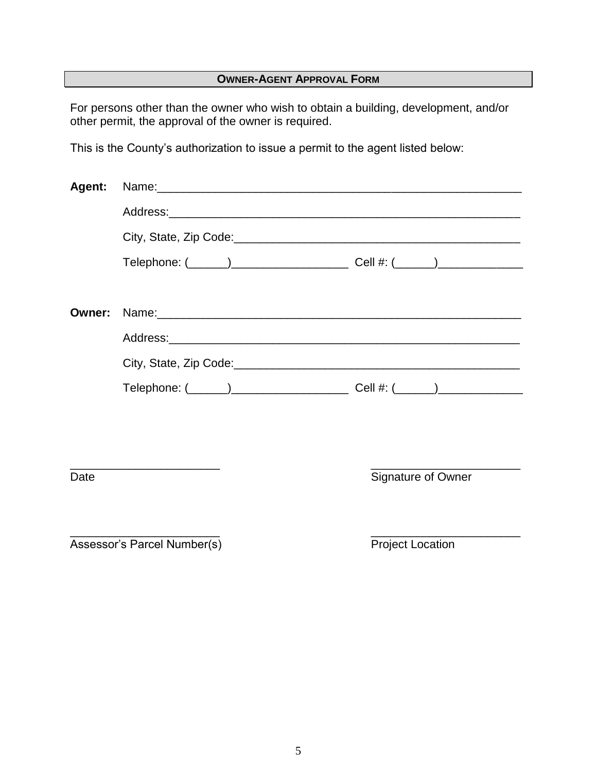## OWNER-AGENT APPROVAL FORM

For persons other than the owner who wish to obtain a building, development, and/or other permit, the approval of the owner is required.

This is the County's authorization to issue a permit to the agent listed below:

**Agent:** Name:_________________________________________________________

Address:_______________________________________________________

City, State, Zip Code:___________________________________________

Telephone: (______)__________________ Cell #: (______)_____________

**Owner:** Name:_________________________________________________________

Address:_______________________________________________________

City, State, Zip Code:___________________________________________

Telephone: (______)__________________ Cell #: (______)_____________

_______________________ _______________________
Date Signature of Owner

_______________________ _______________________
Assessor's Parcel Number(s) Project Location